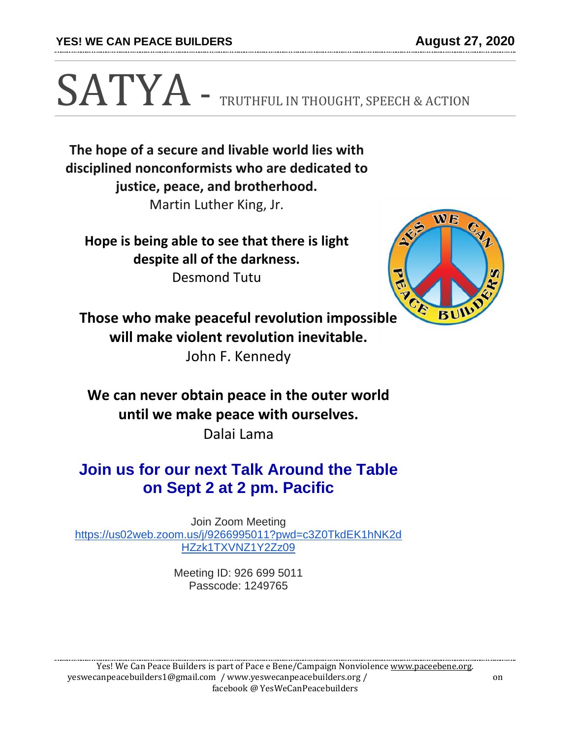**YES! WE CAN PEACE BUILDERS** **August 27, 2020**

# SATYA - TRUTHFUL IN THOUGHT, SPEECH & ACTION

**The hope of a secure and livable world lies with disciplined nonconformists who are dedicated to justice, peace, and brotherhood.**
Martin Luther King, Jr.

**Hope is being able to see that there is light despite all of the darkness.**
Desmond Tutu

**Those who make peaceful revolution impossible will make violent revolution inevitable.**
John F. Kennedy

**We can never obtain peace in the outer world until we make peace with ourselves.**
Dalai Lama

## Join us for our next Talk Around the Table on Sept 2 at 2 pm. Pacific

Join Zoom Meeting
https://us02web.zoom.us/j/9266995011?pwd=c3Z0TkdEK1hNK2dHZzk1TXVNZ1Y2Zz09

Meeting ID: 926 699 5011
Passcode: 1249765

Yes! We Can Peace Builders is part of Pace e Bene/Campaign Nonviolence www.paceebene.org.
yeswecanpeacebuilders1@gmail.com / www.yeswecanpeacebuilders.org / on facebook @ YesWeCanPeacebuilders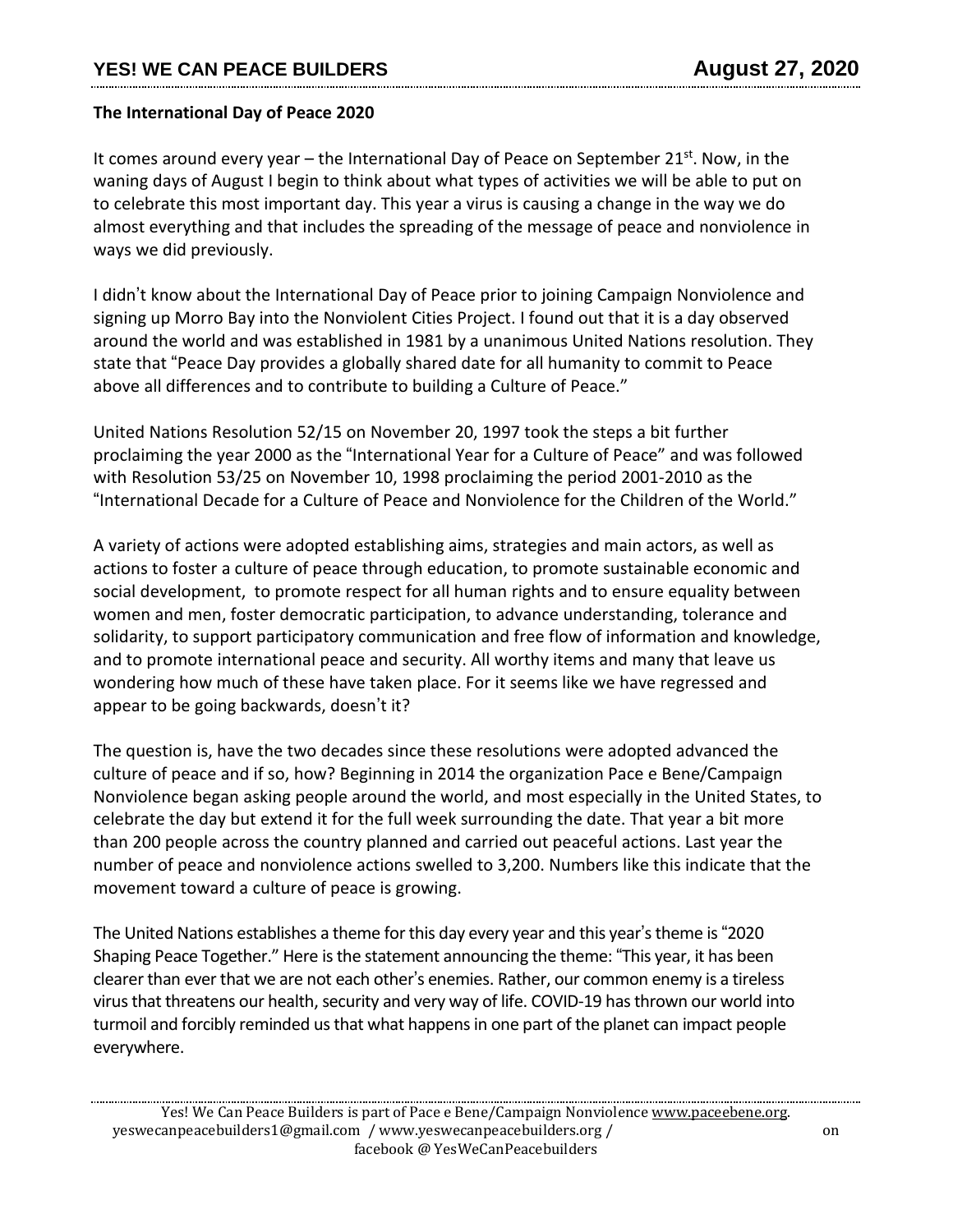**The International Day of Peace 2020**

It comes around every year – the International Day of Peace on September 21st. Now, in the waning days of August I begin to think about what types of activities we will be able to put on to celebrate this most important day. This year a virus is causing a change in the way we do almost everything and that includes the spreading of the message of peace and nonviolence in ways we did previously.

I didn't know about the International Day of Peace prior to joining Campaign Nonviolence and signing up Morro Bay into the Nonviolent Cities Project. I found out that it is a day observed around the world and was established in 1981 by a unanimous United Nations resolution. They state that "Peace Day provides a globally shared date for all humanity to commit to Peace above all differences and to contribute to building a Culture of Peace."

United Nations Resolution 52/15 on November 20, 1997 took the steps a bit further proclaiming the year 2000 as the "International Year for a Culture of Peace" and was followed with Resolution 53/25 on November 10, 1998 proclaiming the period 2001-2010 as the "International Decade for a Culture of Peace and Nonviolence for the Children of the World."

A variety of actions were adopted establishing aims, strategies and main actors, as well as actions to foster a culture of peace through education, to promote sustainable economic and social development, to promote respect for all human rights and to ensure equality between women and men, foster democratic participation, to advance understanding, tolerance and solidarity, to support participatory communication and free flow of information and knowledge, and to promote international peace and security. All worthy items and many that leave us wondering how much of these have taken place. For it seems like we have regressed and appear to be going backwards, doesn't it?

The question is, have the two decades since these resolutions were adopted advanced the culture of peace and if so, how? Beginning in 2014 the organization Pace e Bene/Campaign Nonviolence began asking people around the world, and most especially in the United States, to celebrate the day but extend it for the full week surrounding the date. That year a bit more than 200 people across the country planned and carried out peaceful actions. Last year the number of peace and nonviolence actions swelled to 3,200. Numbers like this indicate that the movement toward a culture of peace is growing.

The United Nations establishes a theme for this day every year and this year's theme is "2020 Shaping Peace Together." Here is the statement announcing the theme: "This year, it has been clearer than ever that we are not each other's enemies. Rather, our common enemy is a tireless virus that threatens our health, security and very way of life. COVID-19 has thrown our world into turmoil and forcibly reminded us that what happens in one part of the planet can impact people everywhere.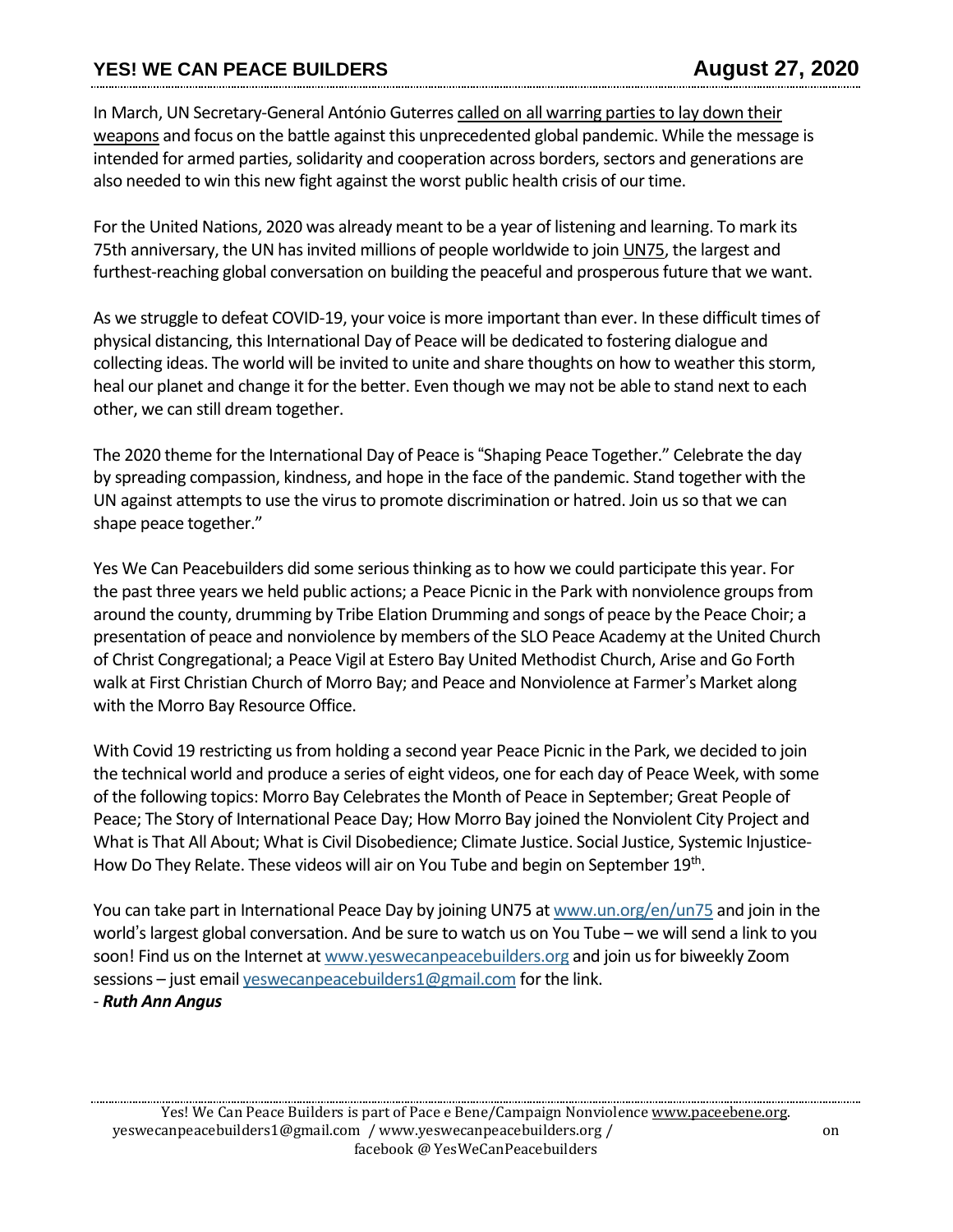In March, UN Secretary-General António Guterres called on all warring parties to lay down their weapons and focus on the battle against this unprecedented global pandemic. While the message is intended for armed parties, solidarity and cooperation across borders, sectors and generations are also needed to win this new fight against the worst public health crisis of our time.

For the United Nations, 2020 was already meant to be a year of listening and learning. To mark its 75th anniversary, the UN has invited millions of people worldwide to join UN75, the largest and furthest-reaching global conversation on building the peaceful and prosperous future that we want.

As we struggle to defeat COVID-19, your voice is more important than ever. In these difficult times of physical distancing, this International Day of Peace will be dedicated to fostering dialogue and collecting ideas. The world will be invited to unite and share thoughts on how to weather this storm, heal our planet and change it for the better. Even though we may not be able to stand next to each other, we can still dream together.

The 2020 theme for the International Day of Peace is "Shaping Peace Together." Celebrate the day by spreading compassion, kindness, and hope in the face of the pandemic. Stand together with the UN against attempts to use the virus to promote discrimination or hatred. Join us so that we can shape peace together."

Yes We Can Peacebuilders did some serious thinking as to how we could participate this year. For the past three years we held public actions; a Peace Picnic in the Park with nonviolence groups from around the county, drumming by Tribe Elation Drumming and songs of peace by the Peace Choir; a presentation of peace and nonviolence by members of the SLO Peace Academy at the United Church of Christ Congregational; a Peace Vigil at Estero Bay United Methodist Church, Arise and Go Forth walk at First Christian Church of Morro Bay; and Peace and Nonviolence at Farmer's Market along with the Morro Bay Resource Office.

With Covid 19 restricting us from holding a second year Peace Picnic in the Park, we decided to join the technical world and produce a series of eight videos, one for each day of Peace Week, with some of the following topics: Morro Bay Celebrates the Month of Peace in September; Great People of Peace; The Story of International Peace Day; How Morro Bay joined the Nonviolent City Project and What is That All About; What is Civil Disobedience; Climate Justice. Social Justice, Systemic Injustice- How Do They Relate. These videos will air on You Tube and begin on September 19th.

You can take part in International Peace Day by joining UN75 at www.un.org/en/un75 and join in the world's largest global conversation. And be sure to watch us on You Tube – we will send a link to you soon! Find us on the Internet at www.yeswecanpeacebuilders.org and join us for biweekly Zoom sessions – just email yeswecanpeacebuilders1@gmail.com for the link.

- ***Ruth Ann Angus***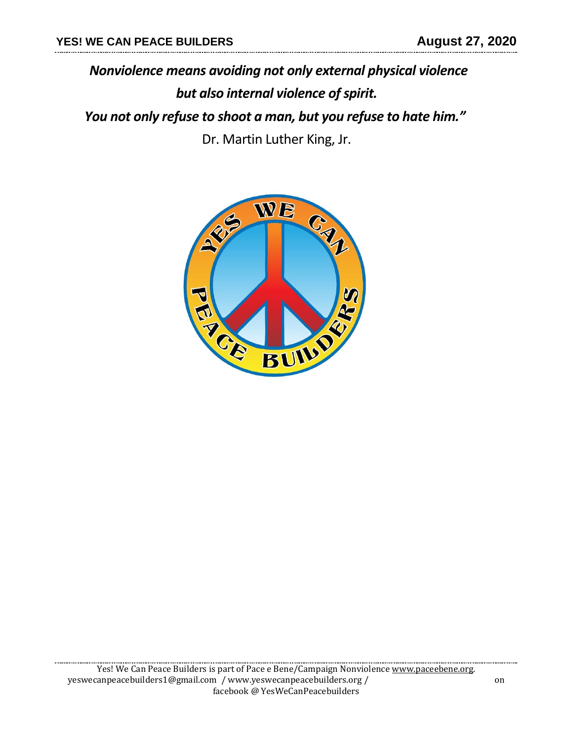***Nonviolence means avoiding not only external physical violence***

***but also internal violence of spirit.***

***You not only refuse to shoot a man, but you refuse to hate him."***

Dr. Martin Luther King, Jr.

Yes! We Can Peace Builders is part of Pace e Bene/Campaign Nonviolence www.paceebene.org.
yeswecanpeacebuilders1@gmail.com / www.yeswecanpeacebuilders.org / on
facebook @ YesWeCanPeacebuilders